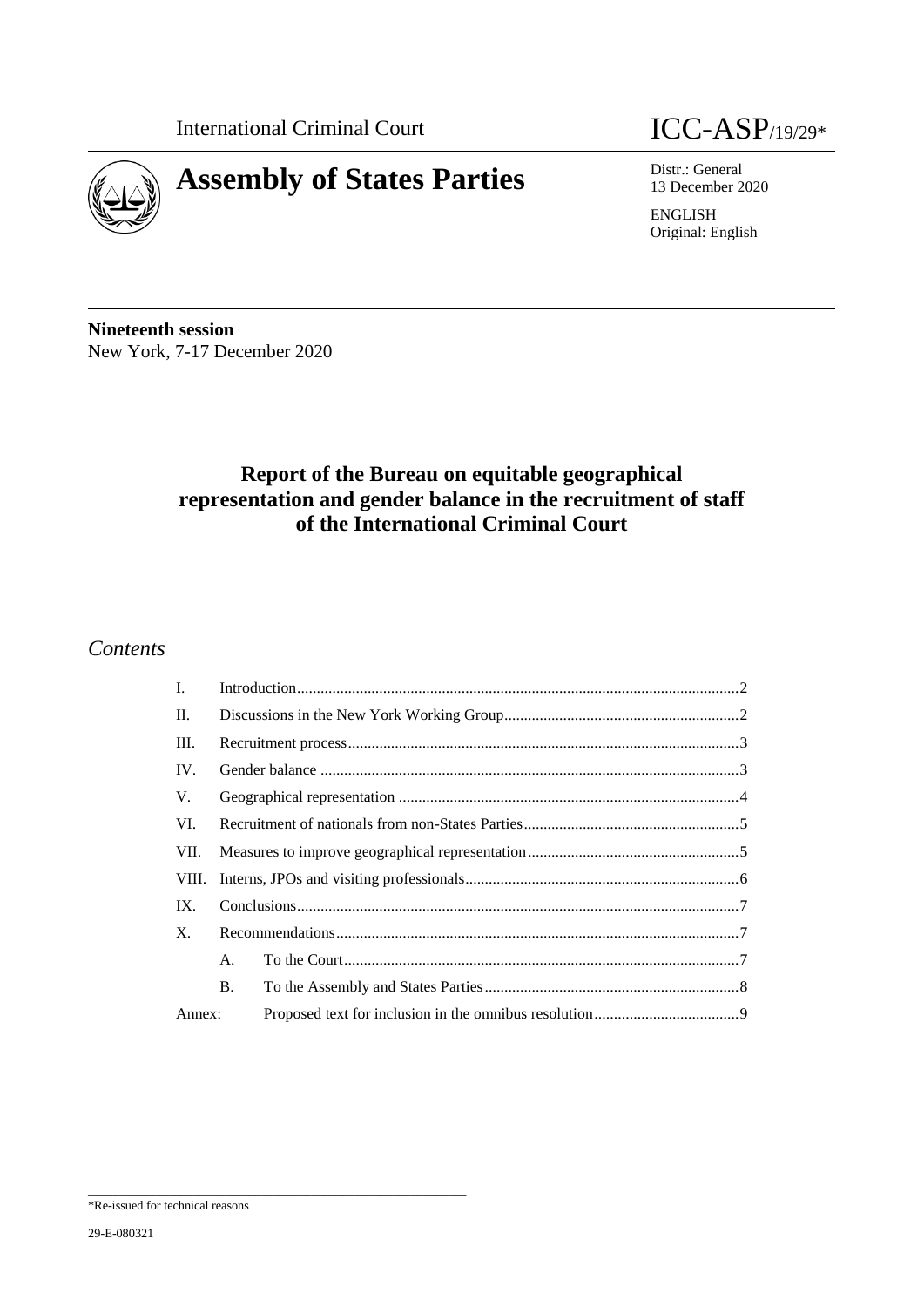International Criminal Court

ICC-ASP/19/29*

# Assembly of States Parties

Distr.: General
13 December 2020

ENGLISH
Original: English

**Nineteenth session**
New York, 7-17 December 2020

## Report of the Bureau on equitable geographical representation and gender balance in the recruitment of staff of the International Criminal Court

## *Contents*

| | | | |
|---|---|---|---|
| I. | Introduction | | 2 |
| II. | Discussions in the New York Working Group | | 2 |
| III. | Recruitment process | | 3 |
| IV. | Gender balance | | 3 |
| V. | Geographical representation | | 4 |
| VI. | Recruitment of nationals from non-States Parties | | 5 |
| VII. | Measures to improve geographical representation | | 5 |
| VIII. | Interns, JPOs and visiting professionals | | 6 |
| IX. | Conclusions | | 7 |
| X. | Recommendations | | 7 |
| | A. | To the Court | 7 |
| | B. | To the Assembly and States Parties | 8 |
| Annex: | | Proposed text for inclusion in the omnibus resolution | 9 |

\*Re-issued for technical reasons

29-E-080321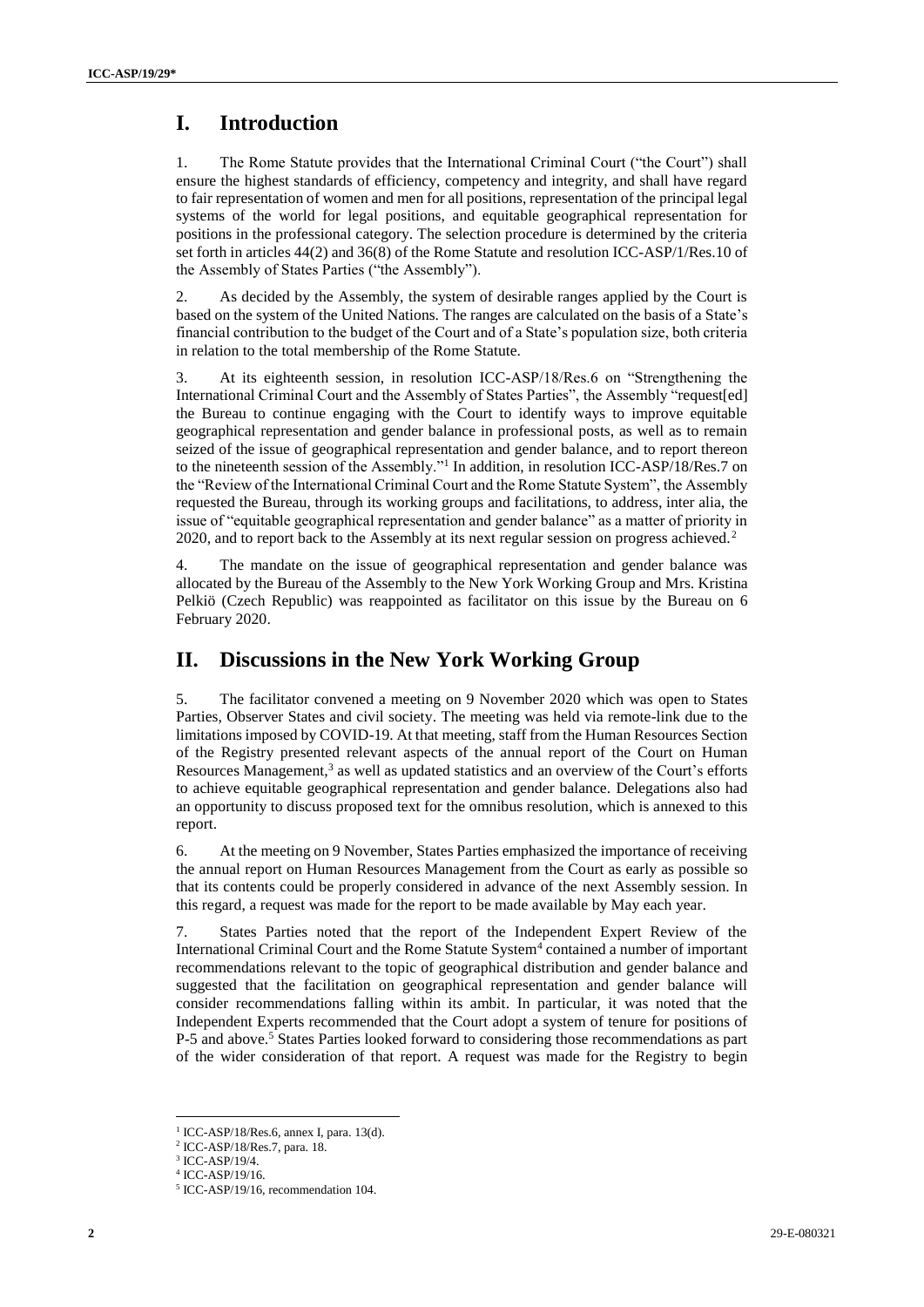# I. Introduction

1. The Rome Statute provides that the International Criminal Court ("the Court") shall ensure the highest standards of efficiency, competency and integrity, and shall have regard to fair representation of women and men for all positions, representation of the principal legal systems of the world for legal positions, and equitable geographical representation for positions in the professional category. The selection procedure is determined by the criteria set forth in articles 44(2) and 36(8) of the Rome Statute and resolution ICC-ASP/1/Res.10 of the Assembly of States Parties ("the Assembly").

2. As decided by the Assembly, the system of desirable ranges applied by the Court is based on the system of the United Nations. The ranges are calculated on the basis of a State's financial contribution to the budget of the Court and of a State's population size, both criteria in relation to the total membership of the Rome Statute.

3. At its eighteenth session, in resolution ICC-ASP/18/Res.6 on "Strengthening the International Criminal Court and the Assembly of States Parties", the Assembly "request[ed] the Bureau to continue engaging with the Court to identify ways to improve equitable geographical representation and gender balance in professional posts, as well as to remain seized of the issue of geographical representation and gender balance, and to report thereon to the nineteenth session of the Assembly."[1] In addition, in resolution ICC-ASP/18/Res.7 on the "Review of the International Criminal Court and the Rome Statute System", the Assembly requested the Bureau, through its working groups and facilitations, to address, inter alia, the issue of "equitable geographical representation and gender balance" as a matter of priority in 2020, and to report back to the Assembly at its next regular session on progress achieved.[2]

4. The mandate on the issue of geographical representation and gender balance was allocated by the Bureau of the Assembly to the New York Working Group and Mrs. Kristina Pelkiö (Czech Republic) was reappointed as facilitator on this issue by the Bureau on 6 February 2020.

# II. Discussions in the New York Working Group

5. The facilitator convened a meeting on 9 November 2020 which was open to States Parties, Observer States and civil society. The meeting was held via remote-link due to the limitations imposed by COVID-19. At that meeting, staff from the Human Resources Section of the Registry presented relevant aspects of the annual report of the Court on Human Resources Management,[3] as well as updated statistics and an overview of the Court's efforts to achieve equitable geographical representation and gender balance. Delegations also had an opportunity to discuss proposed text for the omnibus resolution, which is annexed to this report.

6. At the meeting on 9 November, States Parties emphasized the importance of receiving the annual report on Human Resources Management from the Court as early as possible so that its contents could be properly considered in advance of the next Assembly session. In this regard, a request was made for the report to be made available by May each year.

7. States Parties noted that the report of the Independent Expert Review of the International Criminal Court and the Rome Statute System[4] contained a number of important recommendations relevant to the topic of geographical distribution and gender balance and suggested that the facilitation on geographical representation and gender balance will consider recommendations falling within its ambit. In particular, it was noted that the Independent Experts recommended that the Court adopt a system of tenure for positions of P-5 and above.[5] States Parties looked forward to considering those recommendations as part of the wider consideration of that report. A request was made for the Registry to begin

---

[1] ICC-ASP/18/Res.6, annex I, para. 13(d).
[2] ICC-ASP/18/Res.7, para. 18.
[3] ICC-ASP/19/4.
[4] ICC-ASP/19/16.
[5] ICC-ASP/19/16, recommendation 104.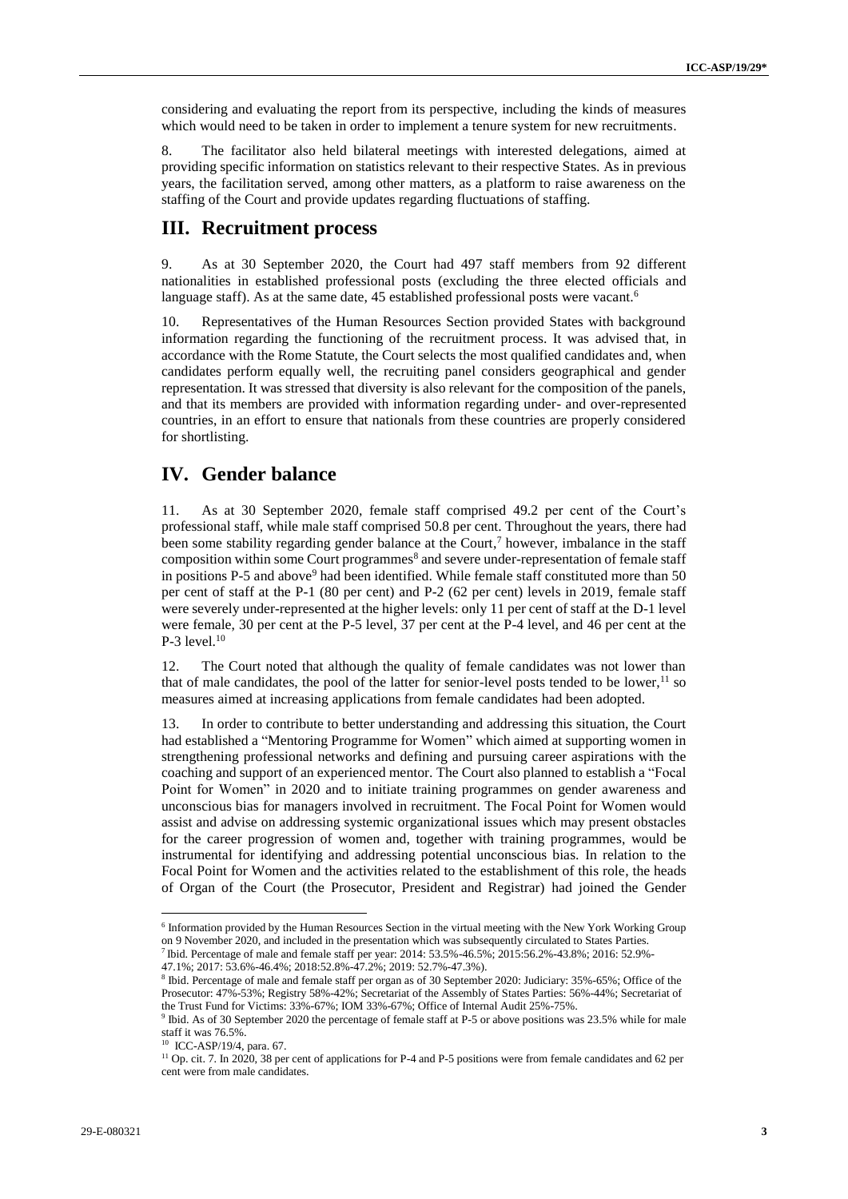considering and evaluating the report from its perspective, including the kinds of measures which would need to be taken in order to implement a tenure system for new recruitments.

8. The facilitator also held bilateral meetings with interested delegations, aimed at providing specific information on statistics relevant to their respective States. As in previous years, the facilitation served, among other matters, as a platform to raise awareness on the staffing of the Court and provide updates regarding fluctuations of staffing.

## III. Recruitment process

9. As at 30 September 2020, the Court had 497 staff members from 92 different nationalities in established professional posts (excluding the three elected officials and language staff). As at the same date, 45 established professional posts were vacant.[6]

10. Representatives of the Human Resources Section provided States with background information regarding the functioning of the recruitment process. It was advised that, in accordance with the Rome Statute, the Court selects the most qualified candidates and, when candidates perform equally well, the recruiting panel considers geographical and gender representation. It was stressed that diversity is also relevant for the composition of the panels, and that its members are provided with information regarding under- and over-represented countries, in an effort to ensure that nationals from these countries are properly considered for shortlisting.

## IV. Gender balance

11. As at 30 September 2020, female staff comprised 49.2 per cent of the Court's professional staff, while male staff comprised 50.8 per cent. Throughout the years, there had been some stability regarding gender balance at the Court,[7] however, imbalance in the staff composition within some Court programmes[8] and severe under-representation of female staff in positions P-5 and above[9] had been identified. While female staff constituted more than 50 per cent of staff at the P-1 (80 per cent) and P-2 (62 per cent) levels in 2019, female staff were severely under-represented at the higher levels: only 11 per cent of staff at the D-1 level were female, 30 per cent at the P-5 level, 37 per cent at the P-4 level, and 46 per cent at the P-3 level.[10]

12. The Court noted that although the quality of female candidates was not lower than that of male candidates, the pool of the latter for senior-level posts tended to be lower,[11] so measures aimed at increasing applications from female candidates had been adopted.

13. In order to contribute to better understanding and addressing this situation, the Court had established a "Mentoring Programme for Women" which aimed at supporting women in strengthening professional networks and defining and pursuing career aspirations with the coaching and support of an experienced mentor. The Court also planned to establish a "Focal Point for Women" in 2020 and to initiate training programmes on gender awareness and unconscious bias for managers involved in recruitment. The Focal Point for Women would assist and advise on addressing systemic organizational issues which may present obstacles for the career progression of women and, together with training programmes, would be instrumental for identifying and addressing potential unconscious bias. In relation to the Focal Point for Women and the activities related to the establishment of this role, the heads of Organ of the Court (the Prosecutor, President and Registrar) had joined the Gender

---

[6] Information provided by the Human Resources Section in the virtual meeting with the New York Working Group on 9 November 2020, and included in the presentation which was subsequently circulated to States Parties.

[7] Ibid. Percentage of male and female staff per year: 2014: 53.5%-46.5%; 2015:56.2%-43.8%; 2016: 52.9%-47.1%; 2017: 53.6%-46.4%; 2018:52.8%-47.2%; 2019: 52.7%-47.3%).

[8] Ibid. Percentage of male and female staff per organ as of 30 September 2020: Judiciary: 35%-65%; Office of the Prosecutor: 47%-53%; Registry 58%-42%; Secretariat of the Assembly of States Parties: 56%-44%; Secretariat of the Trust Fund for Victims: 33%-67%; IOM 33%-67%; Office of Internal Audit 25%-75%.

[9] Ibid. As of 30 September 2020 the percentage of female staff at P-5 or above positions was 23.5% while for male staff it was 76.5%.

[10] ICC-ASP/19/4, para. 67.

[11] Op. cit. 7. In 2020, 38 per cent of applications for P-4 and P-5 positions were from female candidates and 62 per cent were from male candidates.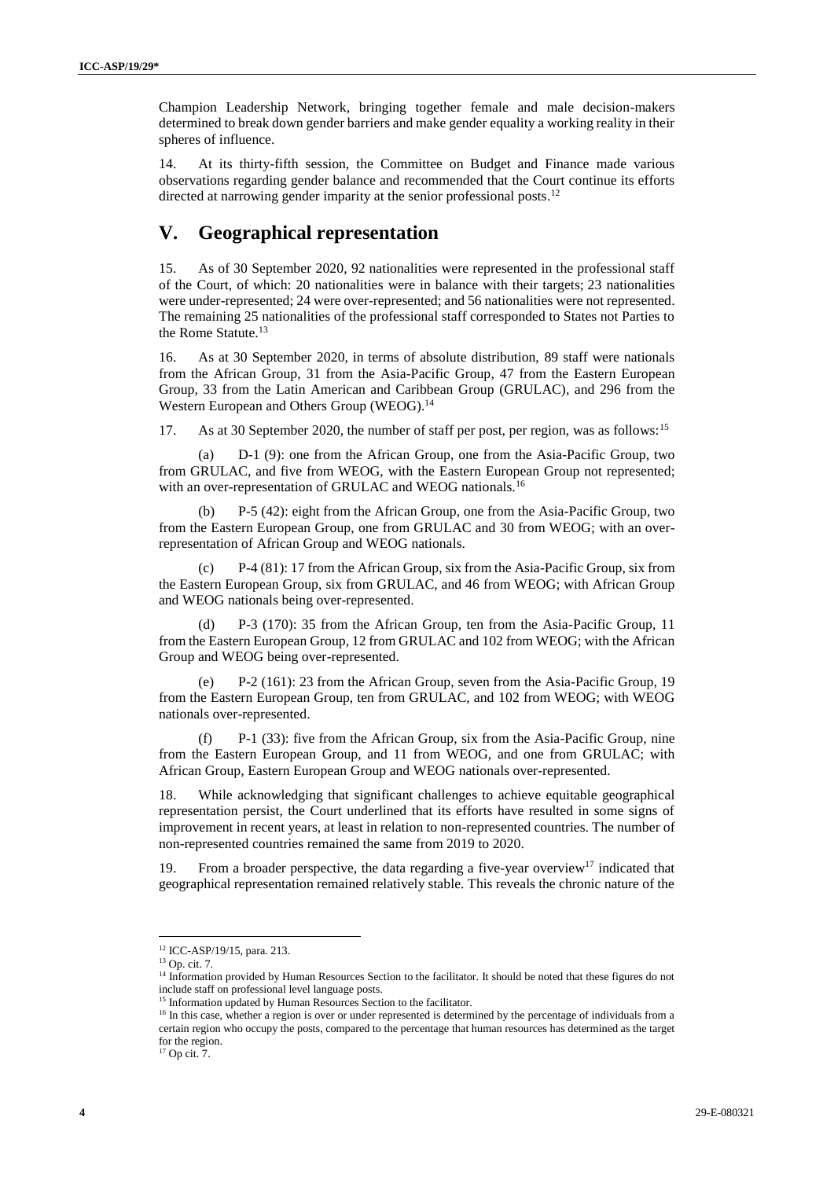Champion Leadership Network, bringing together female and male decision-makers determined to break down gender barriers and make gender equality a working reality in their spheres of influence.

14. At its thirty-fifth session, the Committee on Budget and Finance made various observations regarding gender balance and recommended that the Court continue its efforts directed at narrowing gender imparity at the senior professional posts.[12]

# V. Geographical representation

15. As of 30 September 2020, 92 nationalities were represented in the professional staff of the Court, of which: 20 nationalities were in balance with their targets; 23 nationalities were under-represented; 24 were over-represented; and 56 nationalities were not represented. The remaining 25 nationalities of the professional staff corresponded to States not Parties to the Rome Statute.[13]

16. As at 30 September 2020, in terms of absolute distribution, 89 staff were nationals from the African Group, 31 from the Asia-Pacific Group, 47 from the Eastern European Group, 33 from the Latin American and Caribbean Group (GRULAC), and 296 from the Western European and Others Group (WEOG).[14]

17. As at 30 September 2020, the number of staff per post, per region, was as follows:[15]

(a) D-1 (9): one from the African Group, one from the Asia-Pacific Group, two from GRULAC, and five from WEOG, with the Eastern European Group not represented; with an over-representation of GRULAC and WEOG nationals.[16]

(b) P-5 (42): eight from the African Group, one from the Asia-Pacific Group, two from the Eastern European Group, one from GRULAC and 30 from WEOG; with an over-representation of African Group and WEOG nationals.

(c) P-4 (81): 17 from the African Group, six from the Asia-Pacific Group, six from the Eastern European Group, six from GRULAC, and 46 from WEOG; with African Group and WEOG nationals being over-represented.

(d) P-3 (170): 35 from the African Group, ten from the Asia-Pacific Group, 11 from the Eastern European Group, 12 from GRULAC and 102 from WEOG; with the African Group and WEOG being over-represented.

(e) P-2 (161): 23 from the African Group, seven from the Asia-Pacific Group, 19 from the Eastern European Group, ten from GRULAC, and 102 from WEOG; with WEOG nationals over-represented.

(f) P-1 (33): five from the African Group, six from the Asia-Pacific Group, nine from the Eastern European Group, and 11 from WEOG, and one from GRULAC; with African Group, Eastern European Group and WEOG nationals over-represented.

18. While acknowledging that significant challenges to achieve equitable geographical representation persist, the Court underlined that its efforts have resulted in some signs of improvement in recent years, at least in relation to non-represented countries. The number of non-represented countries remained the same from 2019 to 2020.

19. From a broader perspective, the data regarding a five-year overview[17] indicated that geographical representation remained relatively stable. This reveals the chronic nature of the

---

[12] ICC-ASP/19/15, para. 213.

[13] Op. cit. 7.

[14] Information provided by Human Resources Section to the facilitator. It should be noted that these figures do not include staff on professional level language posts.

[15] Information updated by Human Resources Section to the facilitator.

[16] In this case, whether a region is over or under represented is determined by the percentage of individuals from a certain region who occupy the posts, compared to the percentage that human resources has determined as the target for the region.

[17] Op cit. 7.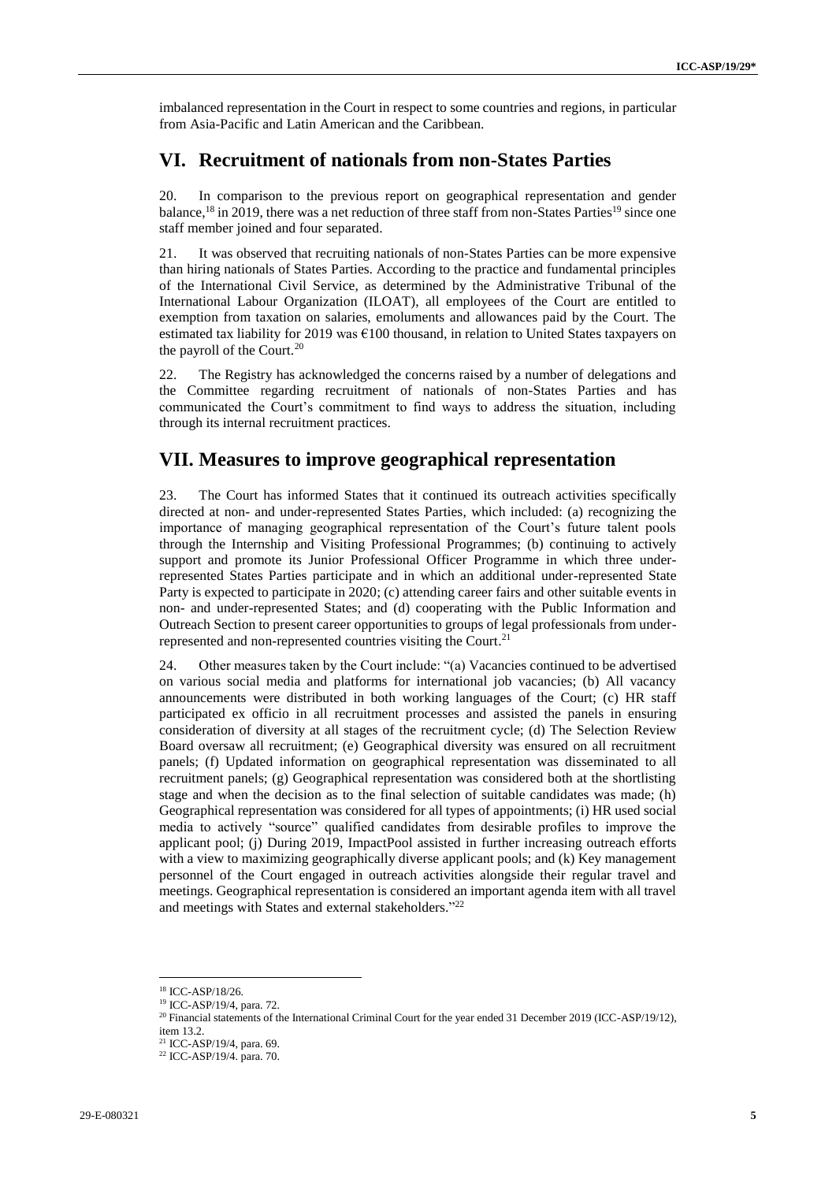imbalanced representation in the Court in respect to some countries and regions, in particular from Asia-Pacific and Latin American and the Caribbean.

## VI. Recruitment of nationals from non-States Parties

20. In comparison to the previous report on geographical representation and gender balance,[18] in 2019, there was a net reduction of three staff from non-States Parties[19] since one staff member joined and four separated.

21. It was observed that recruiting nationals of non-States Parties can be more expensive than hiring nationals of States Parties. According to the practice and fundamental principles of the International Civil Service, as determined by the Administrative Tribunal of the International Labour Organization (ILOAT), all employees of the Court are entitled to exemption from taxation on salaries, emoluments and allowances paid by the Court. The estimated tax liability for 2019 was €100 thousand, in relation to United States taxpayers on the payroll of the Court.[20]

22. The Registry has acknowledged the concerns raised by a number of delegations and the Committee regarding recruitment of nationals of non-States Parties and has communicated the Court's commitment to find ways to address the situation, including through its internal recruitment practices.

## VII. Measures to improve geographical representation

23. The Court has informed States that it continued its outreach activities specifically directed at non- and under-represented States Parties, which included: (a) recognizing the importance of managing geographical representation of the Court's future talent pools through the Internship and Visiting Professional Programmes; (b) continuing to actively support and promote its Junior Professional Officer Programme in which three under-represented States Parties participate and in which an additional under-represented State Party is expected to participate in 2020; (c) attending career fairs and other suitable events in non- and under-represented States; and (d) cooperating with the Public Information and Outreach Section to present career opportunities to groups of legal professionals from under-represented and non-represented countries visiting the Court.[21]

24. Other measures taken by the Court include: "(a) Vacancies continued to be advertised on various social media and platforms for international job vacancies; (b) All vacancy announcements were distributed in both working languages of the Court; (c) HR staff participated ex officio in all recruitment processes and assisted the panels in ensuring consideration of diversity at all stages of the recruitment cycle; (d) The Selection Review Board oversaw all recruitment; (e) Geographical diversity was ensured on all recruitment panels; (f) Updated information on geographical representation was disseminated to all recruitment panels; (g) Geographical representation was considered both at the shortlisting stage and when the decision as to the final selection of suitable candidates was made; (h) Geographical representation was considered for all types of appointments; (i) HR used social media to actively "source" qualified candidates from desirable profiles to improve the applicant pool; (j) During 2019, ImpactPool assisted in further increasing outreach efforts with a view to maximizing geographically diverse applicant pools; and (k) Key management personnel of the Court engaged in outreach activities alongside their regular travel and meetings. Geographical representation is considered an important agenda item with all travel and meetings with States and external stakeholders."[22]

---

[18] ICC-ASP/18/26.

[19] ICC-ASP/19/4, para. 72.

[20] Financial statements of the International Criminal Court for the year ended 31 December 2019 (ICC-ASP/19/12), item 13.2.

[21] ICC-ASP/19/4, para. 69.

[22] ICC-ASP/19/4. para. 70.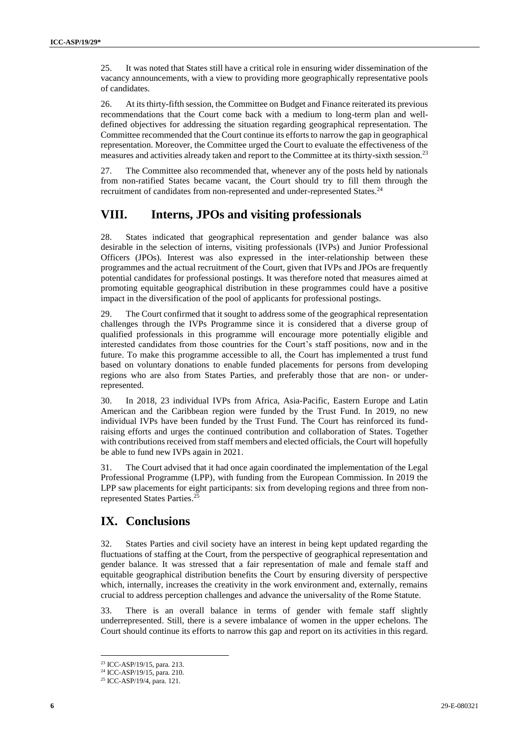25. It was noted that States still have a critical role in ensuring wider dissemination of the vacancy announcements, with a view to providing more geographically representative pools of candidates.

26. At its thirty-fifth session, the Committee on Budget and Finance reiterated its previous recommendations that the Court come back with a medium to long-term plan and well-defined objectives for addressing the situation regarding geographical representation. The Committee recommended that the Court continue its efforts to narrow the gap in geographical representation. Moreover, the Committee urged the Court to evaluate the effectiveness of the measures and activities already taken and report to the Committee at its thirty-sixth session.[23]

27. The Committee also recommended that, whenever any of the posts held by nationals from non-ratified States became vacant, the Court should try to fill them through the recruitment of candidates from non-represented and under-represented States.[24]

# VIII. Interns, JPOs and visiting professionals

28. States indicated that geographical representation and gender balance was also desirable in the selection of interns, visiting professionals (IVPs) and Junior Professional Officers (JPOs). Interest was also expressed in the inter-relationship between these programmes and the actual recruitment of the Court, given that IVPs and JPOs are frequently potential candidates for professional postings. It was therefore noted that measures aimed at promoting equitable geographical distribution in these programmes could have a positive impact in the diversification of the pool of applicants for professional postings.

29. The Court confirmed that it sought to address some of the geographical representation challenges through the IVPs Programme since it is considered that a diverse group of qualified professionals in this programme will encourage more potentially eligible and interested candidates from those countries for the Court's staff positions, now and in the future. To make this programme accessible to all, the Court has implemented a trust fund based on voluntary donations to enable funded placements for persons from developing regions who are also from States Parties, and preferably those that are non- or under-represented.

30. In 2018, 23 individual IVPs from Africa, Asia-Pacific, Eastern Europe and Latin American and the Caribbean region were funded by the Trust Fund. In 2019, no new individual IVPs have been funded by the Trust Fund. The Court has reinforced its fund-raising efforts and urges the continued contribution and collaboration of States. Together with contributions received from staff members and elected officials, the Court will hopefully be able to fund new IVPs again in 2021.

31. The Court advised that it had once again coordinated the implementation of the Legal Professional Programme (LPP), with funding from the European Commission. In 2019 the LPP saw placements for eight participants: six from developing regions and three from non-represented States Parties.[25]

# IX. Conclusions

32. States Parties and civil society have an interest in being kept updated regarding the fluctuations of staffing at the Court, from the perspective of geographical representation and gender balance. It was stressed that a fair representation of male and female staff and equitable geographical distribution benefits the Court by ensuring diversity of perspective which, internally, increases the creativity in the work environment and, externally, remains crucial to address perception challenges and advance the universality of the Rome Statute.

33. There is an overall balance in terms of gender with female staff slightly underrepresented. Still, there is a severe imbalance of women in the upper echelons. The Court should continue its efforts to narrow this gap and report on its activities in this regard.

---

[23] ICC-ASP/19/15, para. 213.

[24] ICC-ASP/19/15, para. 210.

[25] ICC-ASP/19/4, para. 121.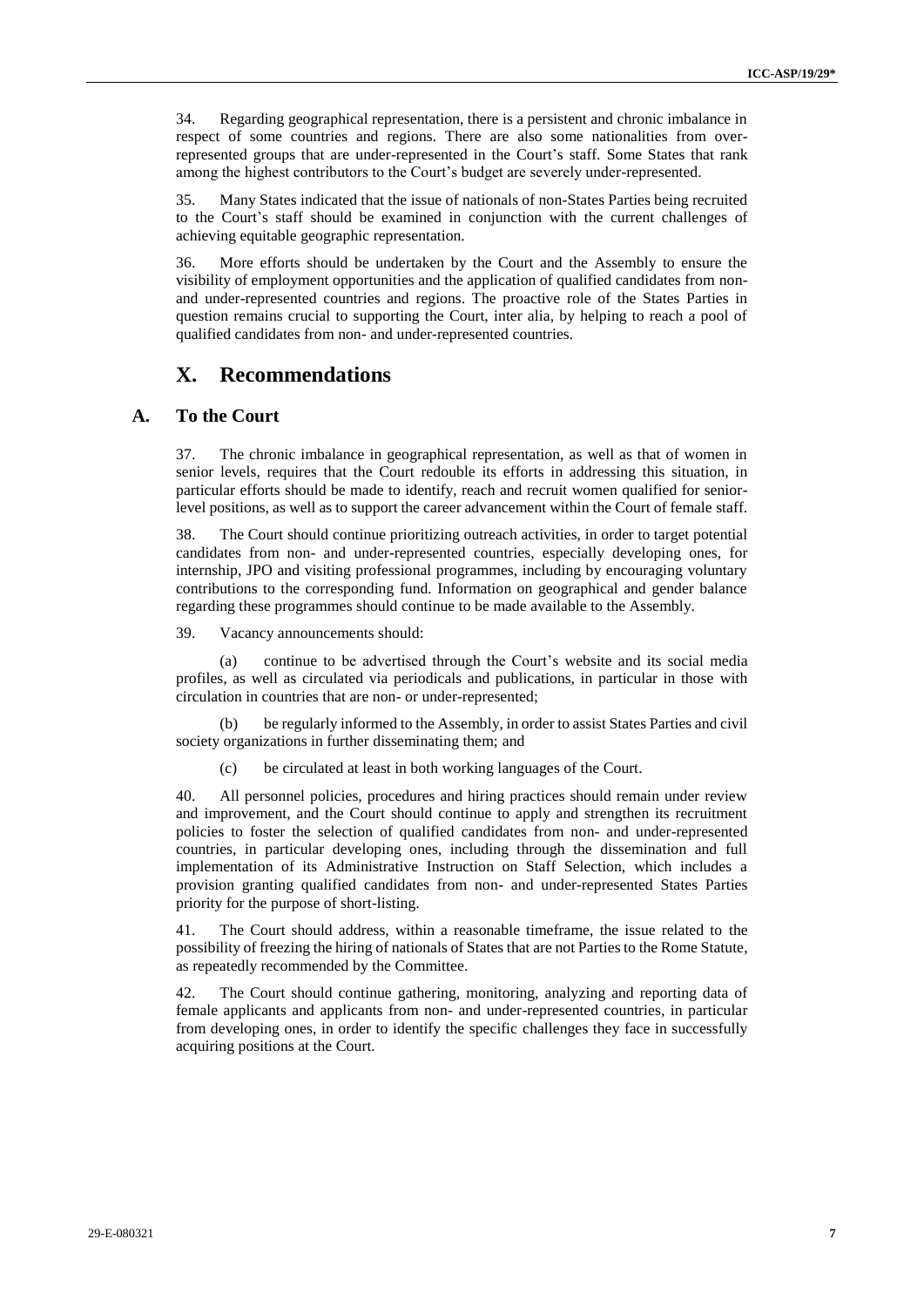34. Regarding geographical representation, there is a persistent and chronic imbalance in respect of some countries and regions. There are also some nationalities from over-represented groups that are under-represented in the Court's staff. Some States that rank among the highest contributors to the Court's budget are severely under-represented.

35. Many States indicated that the issue of nationals of non-States Parties being recruited to the Court's staff should be examined in conjunction with the current challenges of achieving equitable geographic representation.

36. More efforts should be undertaken by the Court and the Assembly to ensure the visibility of employment opportunities and the application of qualified candidates from non- and under-represented countries and regions. The proactive role of the States Parties in question remains crucial to supporting the Court, inter alia, by helping to reach a pool of qualified candidates from non- and under-represented countries.

# X. Recommendations

## A. To the Court

37. The chronic imbalance in geographical representation, as well as that of women in senior levels, requires that the Court redouble its efforts in addressing this situation, in particular efforts should be made to identify, reach and recruit women qualified for senior-level positions, as well as to support the career advancement within the Court of female staff.

38. The Court should continue prioritizing outreach activities, in order to target potential candidates from non- and under-represented countries, especially developing ones, for internship, JPO and visiting professional programmes, including by encouraging voluntary contributions to the corresponding fund. Information on geographical and gender balance regarding these programmes should continue to be made available to the Assembly.

39. Vacancy announcements should:

(a) continue to be advertised through the Court's website and its social media profiles, as well as circulated via periodicals and publications, in particular in those with circulation in countries that are non- or under-represented;

(b) be regularly informed to the Assembly, in order to assist States Parties and civil society organizations in further disseminating them; and

(c) be circulated at least in both working languages of the Court.

40. All personnel policies, procedures and hiring practices should remain under review and improvement, and the Court should continue to apply and strengthen its recruitment policies to foster the selection of qualified candidates from non- and under-represented countries, in particular developing ones, including through the dissemination and full implementation of its Administrative Instruction on Staff Selection, which includes a provision granting qualified candidates from non- and under-represented States Parties priority for the purpose of short-listing.

41. The Court should address, within a reasonable timeframe, the issue related to the possibility of freezing the hiring of nationals of States that are not Parties to the Rome Statute, as repeatedly recommended by the Committee.

42. The Court should continue gathering, monitoring, analyzing and reporting data of female applicants and applicants from non- and under-represented countries, in particular from developing ones, in order to identify the specific challenges they face in successfully acquiring positions at the Court.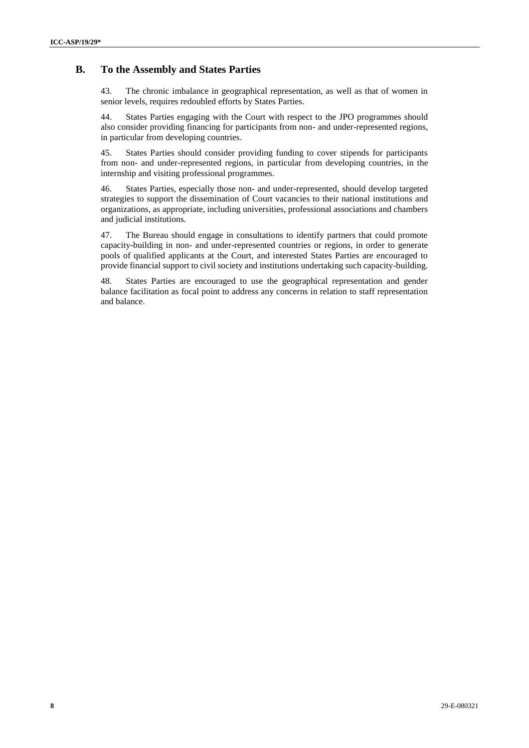## B. To the Assembly and States Parties

43. The chronic imbalance in geographical representation, as well as that of women in senior levels, requires redoubled efforts by States Parties.

44. States Parties engaging with the Court with respect to the JPO programmes should also consider providing financing for participants from non- and under-represented regions, in particular from developing countries.

45. States Parties should consider providing funding to cover stipends for participants from non- and under-represented regions, in particular from developing countries, in the internship and visiting professional programmes.

46. States Parties, especially those non- and under-represented, should develop targeted strategies to support the dissemination of Court vacancies to their national institutions and organizations, as appropriate, including universities, professional associations and chambers and judicial institutions.

47. The Bureau should engage in consultations to identify partners that could promote capacity-building in non- and under-represented countries or regions, in order to generate pools of qualified applicants at the Court, and interested States Parties are encouraged to provide financial support to civil society and institutions undertaking such capacity-building.

48. States Parties are encouraged to use the geographical representation and gender balance facilitation as focal point to address any concerns in relation to staff representation and balance.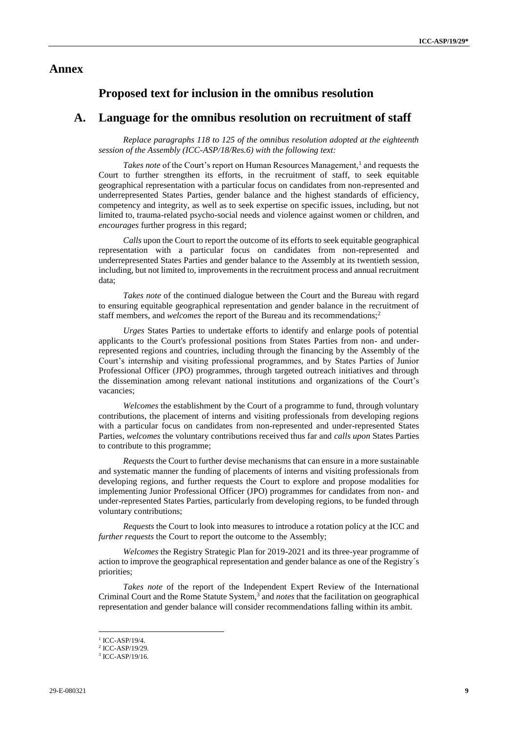# Annex

## Proposed text for inclusion in the omnibus resolution

## A. Language for the omnibus resolution on recruitment of staff

*Replace paragraphs 118 to 125 of the omnibus resolution adopted at the eighteenth session of the Assembly (ICC-ASP/18/Res.6) with the following text:*

*Takes note* of the Court's report on Human Resources Management,[1] and requests the Court to further strengthen its efforts, in the recruitment of staff, to seek equitable geographical representation with a particular focus on candidates from non-represented and underrepresented States Parties, gender balance and the highest standards of efficiency, competency and integrity, as well as to seek expertise on specific issues, including, but not limited to, trauma-related psycho-social needs and violence against women or children, and *encourages* further progress in this regard;

*Calls* upon the Court to report the outcome of its efforts to seek equitable geographical representation with a particular focus on candidates from non-represented and underrepresented States Parties and gender balance to the Assembly at its twentieth session, including, but not limited to, improvements in the recruitment process and annual recruitment data;

*Takes note* of the continued dialogue between the Court and the Bureau with regard to ensuring equitable geographical representation and gender balance in the recruitment of staff members, and *welcomes* the report of the Bureau and its recommendations;[2]

*Urges* States Parties to undertake efforts to identify and enlarge pools of potential applicants to the Court's professional positions from States Parties from non- and under-represented regions and countries, including through the financing by the Assembly of the Court's internship and visiting professional programmes, and by States Parties of Junior Professional Officer (JPO) programmes, through targeted outreach initiatives and through the dissemination among relevant national institutions and organizations of the Court's vacancies;

*Welcomes* the establishment by the Court of a programme to fund, through voluntary contributions, the placement of interns and visiting professionals from developing regions with a particular focus on candidates from non-represented and under-represented States Parties, *welcomes* the voluntary contributions received thus far and *calls upon* States Parties to contribute to this programme;

*Requests* the Court to further devise mechanisms that can ensure in a more sustainable and systematic manner the funding of placements of interns and visiting professionals from developing regions, and further requests the Court to explore and propose modalities for implementing Junior Professional Officer (JPO) programmes for candidates from non- and under-represented States Parties, particularly from developing regions, to be funded through voluntary contributions;

*Requests* the Court to look into measures to introduce a rotation policy at the ICC and *further requests* the Court to report the outcome to the Assembly;

*Welcomes* the Registry Strategic Plan for 2019-2021 and its three-year programme of action to improve the geographical representation and gender balance as one of the Registry´s priorities;

*Takes note* of the report of the Independent Expert Review of the International Criminal Court and the Rome Statute System,[3] and *notes* that the facilitation on geographical representation and gender balance will consider recommendations falling within its ambit.

---

[1] ICC-ASP/19/4.

[2] ICC-ASP/19/29.

[3] ICC-ASP/19/16.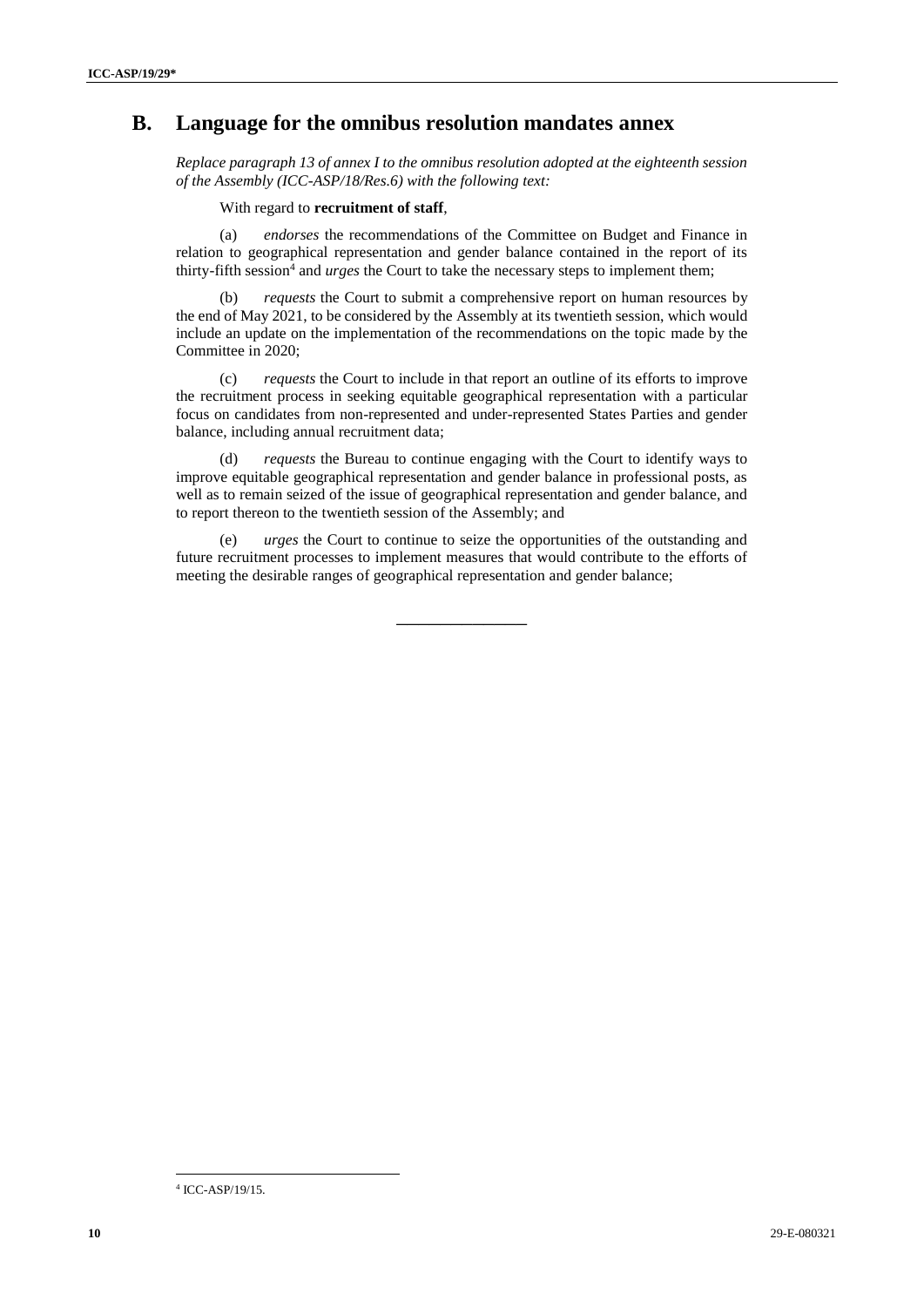## B. Language for the omnibus resolution mandates annex

*Replace paragraph 13 of annex I to the omnibus resolution adopted at the eighteenth session of the Assembly (ICC-ASP/18/Res.6) with the following text:*

With regard to **recruitment of staff**,

(a) *endorses* the recommendations of the Committee on Budget and Finance in relation to geographical representation and gender balance contained in the report of its thirty-fifth session[4] and *urges* the Court to take the necessary steps to implement them;

(b) *requests* the Court to submit a comprehensive report on human resources by the end of May 2021, to be considered by the Assembly at its twentieth session, which would include an update on the implementation of the recommendations on the topic made by the Committee in 2020;

(c) *requests* the Court to include in that report an outline of its efforts to improve the recruitment process in seeking equitable geographical representation with a particular focus on candidates from non-represented and under-represented States Parties and gender balance, including annual recruitment data;

(d) *requests* the Bureau to continue engaging with the Court to identify ways to improve equitable geographical representation and gender balance in professional posts, as well as to remain seized of the issue of geographical representation and gender balance, and to report thereon to the twentieth session of the Assembly; and

(e) *urges* the Court to continue to seize the opportunities of the outstanding and future recruitment processes to implement measures that would contribute to the efforts of meeting the desirable ranges of geographical representation and gender balance;

---

[4] ICC-ASP/19/15.